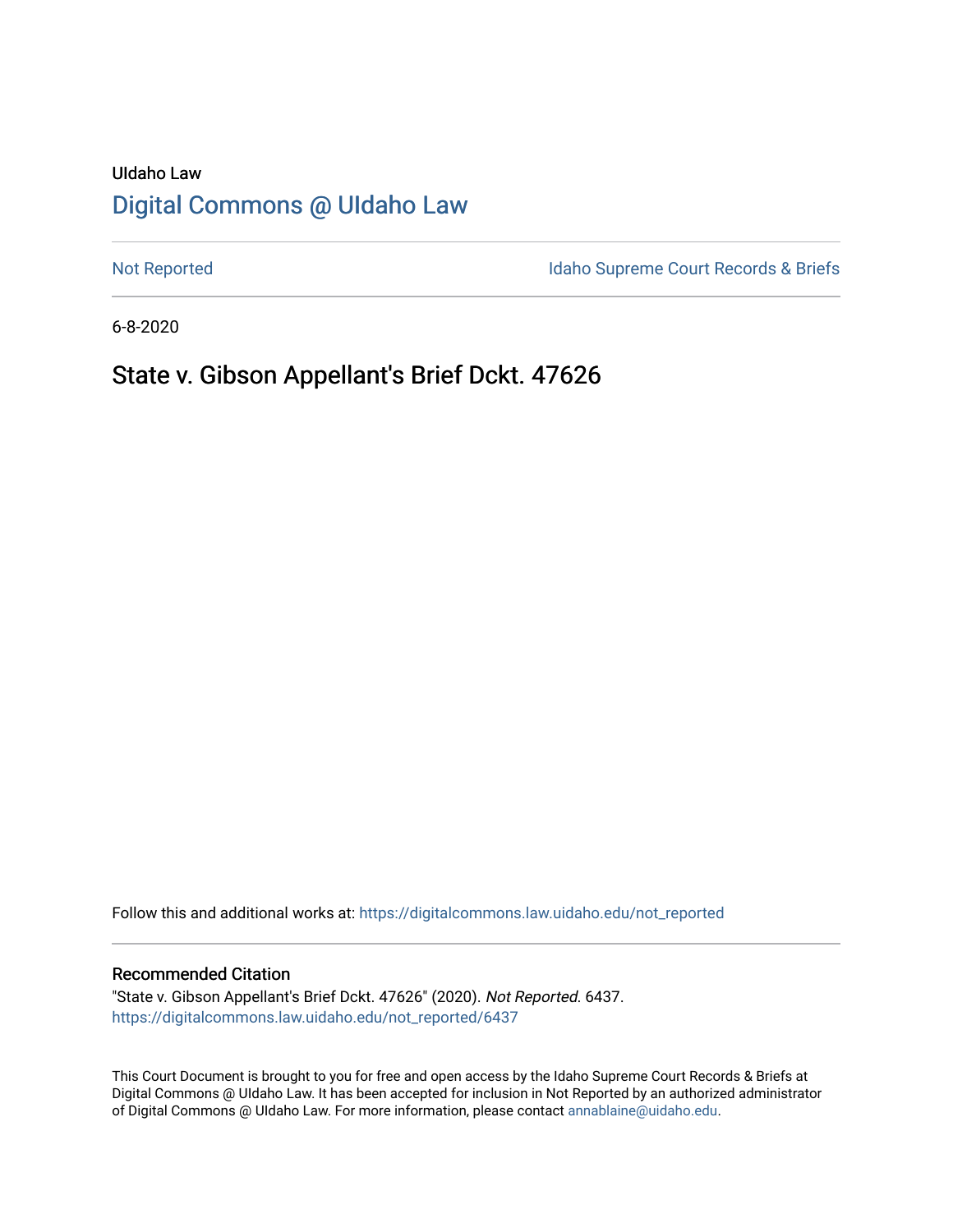UIdaho Law

# Digital Commons @ UIdaho Law

Not Reported | Idaho Supreme Court Records & Briefs

6-8-2020

## State v. Gibson Appellant's Brief Dckt. 47626

Follow this and additional works at: https://digitalcommons.law.uidaho.edu/not_reported

### Recommended Citation

"State v. Gibson Appellant's Brief Dckt. 47626" (2020). *Not Reported*. 6437.
https://digitalcommons.law.uidaho.edu/not_reported/6437

This Court Document is brought to you for free and open access by the Idaho Supreme Court Records & Briefs at Digital Commons @ UIdaho Law. It has been accepted for inclusion in Not Reported by an authorized administrator of Digital Commons @ UIdaho Law. For more information, please contact annablaine@uidaho.edu.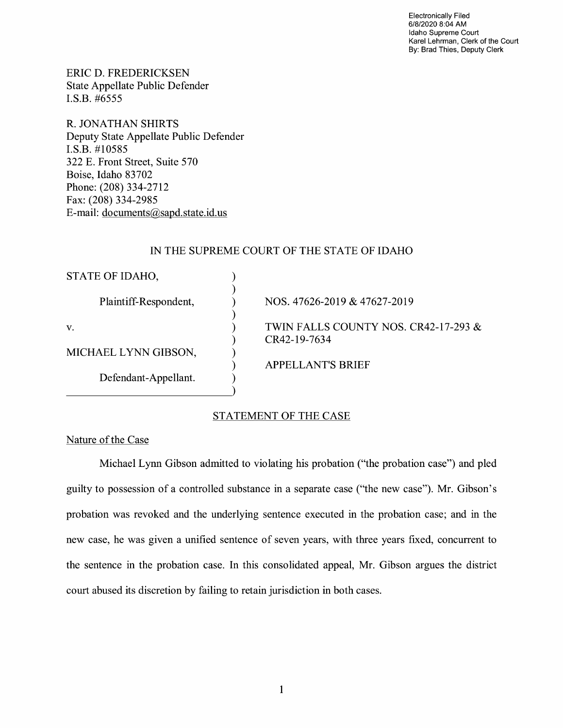Electronically Filed
6/8/2020 8:04 AM
Idaho Supreme Court
Karel Lehrman, Clerk of the Court
By: Brad Thies, Deputy Clerk

ERIC D. FREDERICKSEN
State Appellate Public Defender
I.S.B. #6555

R. JONATHAN SHIRTS
Deputy State Appellate Public Defender
I.S.B. #10585
322 E. Front Street, Suite 570
Boise, Idaho 83702
Phone: (208) 334-2712
Fax: (208) 334-2985
E-mail: documents@sapd.state.id.us

IN THE SUPREME COURT OF THE STATE OF IDAHO

| | |
|---|---|
| STATE OF IDAHO, | |
| Plaintiff-Respondent, | NOS. 47626-2019 & 47627-2019 |
| v. | TWIN FALLS COUNTY NOS. CR42-17-293 & CR42-19-7634 |
| MICHAEL LYNN GIBSON, | APPELLANT'S BRIEF |
| Defendant-Appellant. | |

## STATEMENT OF THE CASE

### Nature of the Case

Michael Lynn Gibson admitted to violating his probation ("the probation case") and pled guilty to possession of a controlled substance in a separate case ("the new case"). Mr. Gibson's probation was revoked and the underlying sentence executed in the probation case; and in the new case, he was given a unified sentence of seven years, with three years fixed, concurrent to the sentence in the probation case. In this consolidated appeal, Mr. Gibson argues the district court abused its discretion by failing to retain jurisdiction in both cases.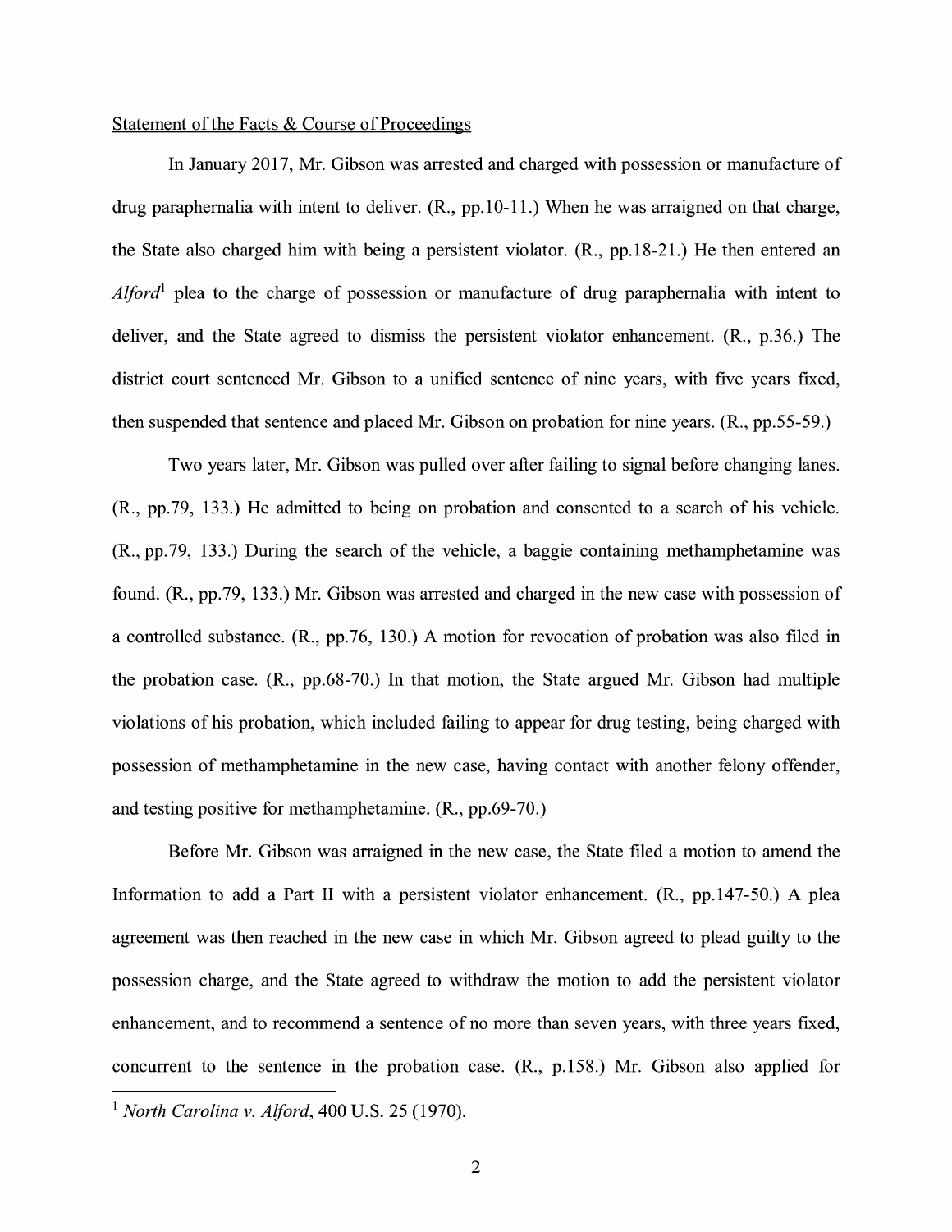Statement of the Facts & Course of Proceedings

In January 2017, Mr. Gibson was arrested and charged with possession or manufacture of drug paraphernalia with intent to deliver. (R., pp.10-11.) When he was arraigned on that charge, the State also charged him with being a persistent violator. (R., pp.18-21.) He then entered an *Alford*[1] plea to the charge of possession or manufacture of drug paraphernalia with intent to deliver, and the State agreed to dismiss the persistent violator enhancement. (R., p.36.) The district court sentenced Mr. Gibson to a unified sentence of nine years, with five years fixed, then suspended that sentence and placed Mr. Gibson on probation for nine years. (R., pp.55-59.)

Two years later, Mr. Gibson was pulled over after failing to signal before changing lanes. (R., pp.79, 133.) He admitted to being on probation and consented to a search of his vehicle. (R., pp.79, 133.) During the search of the vehicle, a baggie containing methamphetamine was found. (R., pp.79, 133.) Mr. Gibson was arrested and charged in the new case with possession of a controlled substance. (R., pp.76, 130.) A motion for revocation of probation was also filed in the probation case. (R., pp.68-70.) In that motion, the State argued Mr. Gibson had multiple violations of his probation, which included failing to appear for drug testing, being charged with possession of methamphetamine in the new case, having contact with another felony offender, and testing positive for methamphetamine. (R., pp.69-70.)

Before Mr. Gibson was arraigned in the new case, the State filed a motion to amend the Information to add a Part II with a persistent violator enhancement. (R., pp.147-50.) A plea agreement was then reached in the new case in which Mr. Gibson agreed to plead guilty to the possession charge, and the State agreed to withdraw the motion to add the persistent violator enhancement, and to recommend a sentence of no more than seven years, with three years fixed, concurrent to the sentence in the probation case. (R., p.158.) Mr. Gibson also applied for

[1] *North Carolina v. Alford*, 400 U.S. 25 (1970).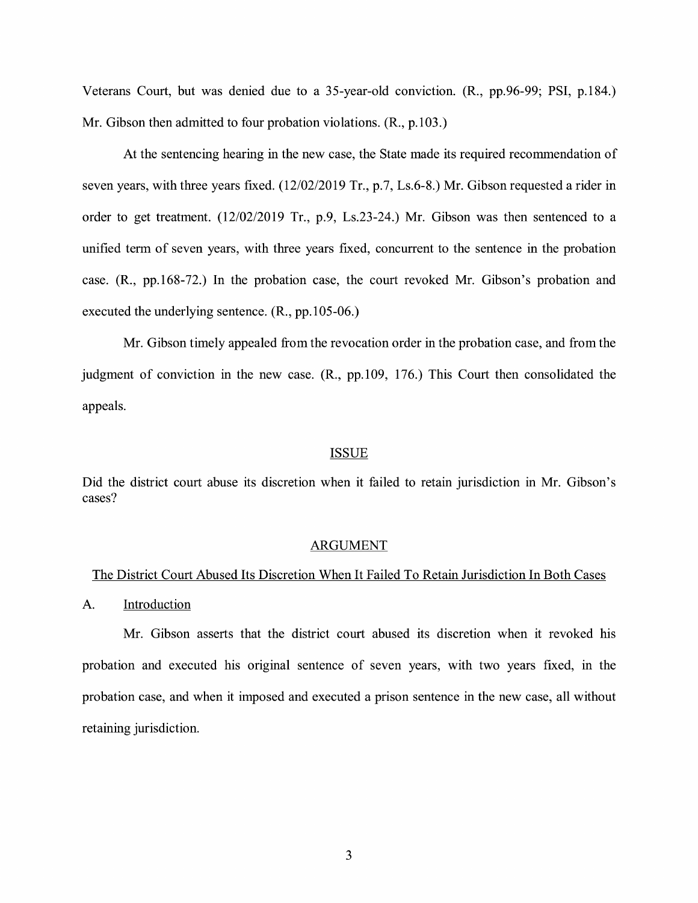Veterans Court, but was denied due to a 35-year-old conviction. (R., pp.96-99; PSI, p.184.) Mr. Gibson then admitted to four probation violations. (R., p.103.)

At the sentencing hearing in the new case, the State made its required recommendation of seven years, with three years fixed. (12/02/2019 Tr., p.7, Ls.6-8.) Mr. Gibson requested a rider in order to get treatment. (12/02/2019 Tr., p.9, Ls.23-24.) Mr. Gibson was then sentenced to a unified term of seven years, with three years fixed, concurrent to the sentence in the probation case. (R., pp.168-72.) In the probation case, the court revoked Mr. Gibson's probation and executed the underlying sentence. (R., pp.105-06.)

Mr. Gibson timely appealed from the revocation order in the probation case, and from the judgment of conviction in the new case. (R., pp.109, 176.) This Court then consolidated the appeals.

## ISSUE

Did the district court abuse its discretion when it failed to retain jurisdiction in Mr. Gibson's cases?

## ARGUMENT

### The District Court Abused Its Discretion When It Failed To Retain Jurisdiction In Both Cases

#### A. Introduction

Mr. Gibson asserts that the district court abused its discretion when it revoked his probation and executed his original sentence of seven years, with two years fixed, in the probation case, and when it imposed and executed a prison sentence in the new case, all without retaining jurisdiction.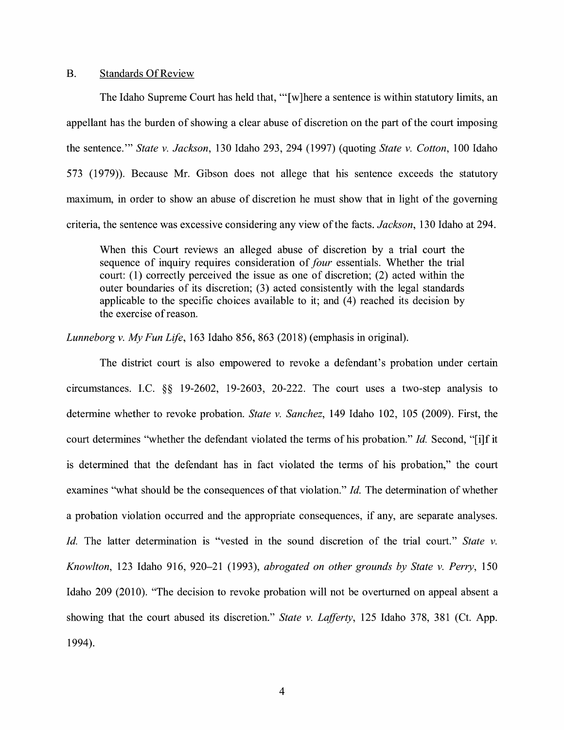### B. Standards Of Review

The Idaho Supreme Court has held that, "'[w]here a sentence is within statutory limits, an appellant has the burden of showing a clear abuse of discretion on the part of the court imposing the sentence.'" *State v. Jackson*, 130 Idaho 293, 294 (1997) (quoting *State v. Cotton*, 100 Idaho 573 (1979)). Because Mr. Gibson does not allege that his sentence exceeds the statutory maximum, in order to show an abuse of discretion he must show that in light of the governing criteria, the sentence was excessive considering any view of the facts. *Jackson*, 130 Idaho at 294.

> When this Court reviews an alleged abuse of discretion by a trial court the sequence of inquiry requires consideration of *four* essentials. Whether the trial court: (1) correctly perceived the issue as one of discretion; (2) acted within the outer boundaries of its discretion; (3) acted consistently with the legal standards applicable to the specific choices available to it; and (4) reached its decision by the exercise of reason.

*Lunneborg v. My Fun Life*, 163 Idaho 856, 863 (2018) (emphasis in original).

The district court is also empowered to revoke a defendant's probation under certain circumstances. I.C. §§ 19-2602, 19-2603, 20-222. The court uses a two-step analysis to determine whether to revoke probation. *State v. Sanchez*, 149 Idaho 102, 105 (2009). First, the court determines "whether the defendant violated the terms of his probation." *Id.* Second, "[i]f it is determined that the defendant has in fact violated the terms of his probation," the court examines "what should be the consequences of that violation." *Id.* The determination of whether a probation violation occurred and the appropriate consequences, if any, are separate analyses. *Id.* The latter determination is "vested in the sound discretion of the trial court." *State v. Knowlton*, 123 Idaho 916, 920–21 (1993), *abrogated on other grounds by State v. Perry*, 150 Idaho 209 (2010). "The decision to revoke probation will not be overturned on appeal absent a showing that the court abused its discretion." *State v. Lafferty*, 125 Idaho 378, 381 (Ct. App. 1994).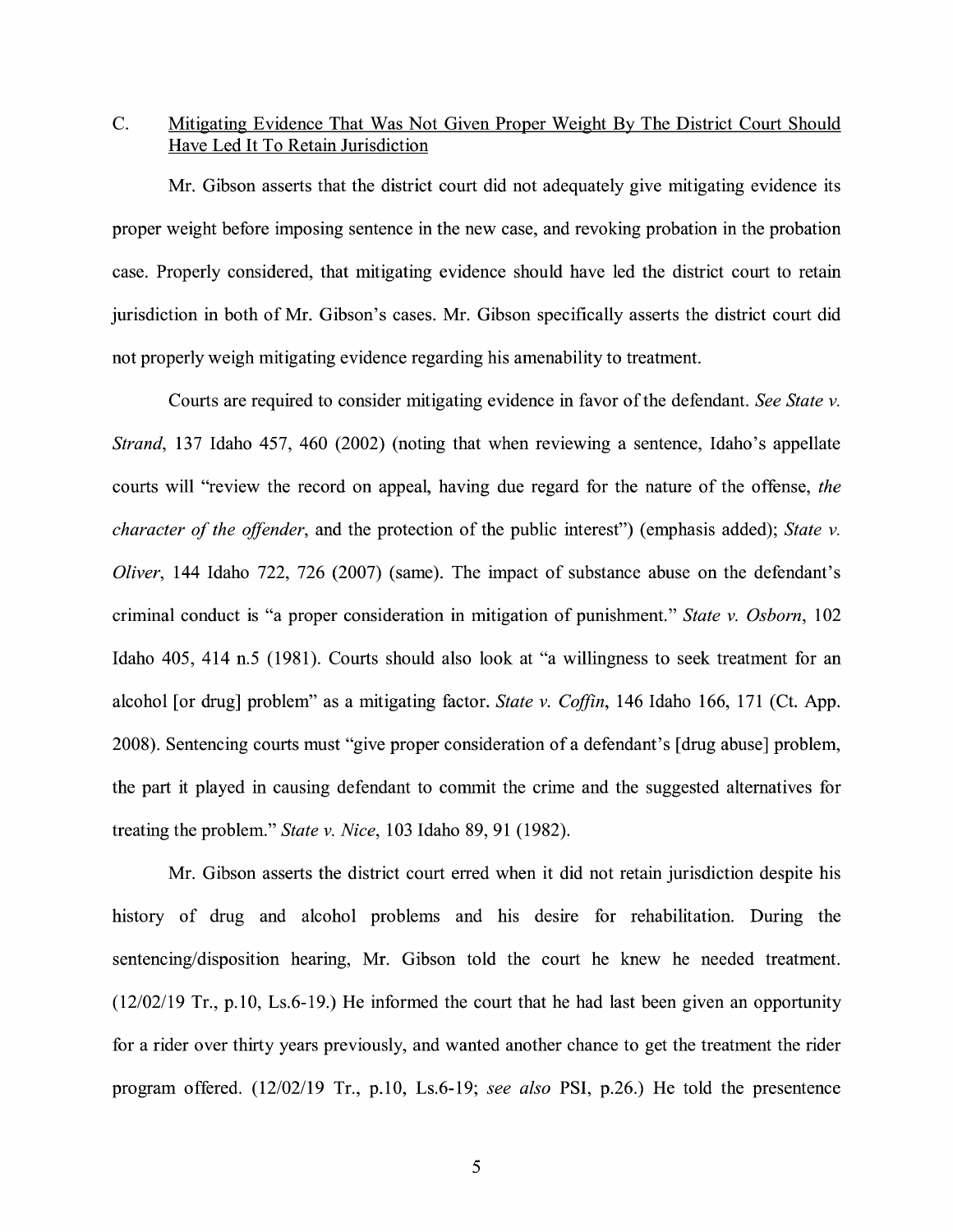C. Mitigating Evidence That Was Not Given Proper Weight By The District Court Should Have Led It To Retain Jurisdiction

Mr. Gibson asserts that the district court did not adequately give mitigating evidence its proper weight before imposing sentence in the new case, and revoking probation in the probation case. Properly considered, that mitigating evidence should have led the district court to retain jurisdiction in both of Mr. Gibson's cases. Mr. Gibson specifically asserts the district court did not properly weigh mitigating evidence regarding his amenability to treatment.

Courts are required to consider mitigating evidence in favor of the defendant. *See State v. Strand*, 137 Idaho 457, 460 (2002) (noting that when reviewing a sentence, Idaho's appellate courts will "review the record on appeal, having due regard for the nature of the offense, *the character of the offender*, and the protection of the public interest") (emphasis added); *State v. Oliver*, 144 Idaho 722, 726 (2007) (same). The impact of substance abuse on the defendant's criminal conduct is "a proper consideration in mitigation of punishment." *State v. Osborn*, 102 Idaho 405, 414 n.5 (1981). Courts should also look at "a willingness to seek treatment for an alcohol [or drug] problem" as a mitigating factor. *State v. Coffin*, 146 Idaho 166, 171 (Ct. App. 2008). Sentencing courts must "give proper consideration of a defendant's [drug abuse] problem, the part it played in causing defendant to commit the crime and the suggested alternatives for treating the problem." *State v. Nice*, 103 Idaho 89, 91 (1982).

Mr. Gibson asserts the district court erred when it did not retain jurisdiction despite his history of drug and alcohol problems and his desire for rehabilitation. During the sentencing/disposition hearing, Mr. Gibson told the court he knew he needed treatment. (12/02/19 Tr., p.10, Ls.6-19.) He informed the court that he had last been given an opportunity for a rider over thirty years previously, and wanted another chance to get the treatment the rider program offered. (12/02/19 Tr., p.10, Ls.6-19; *see also* PSI, p.26.) He told the presentence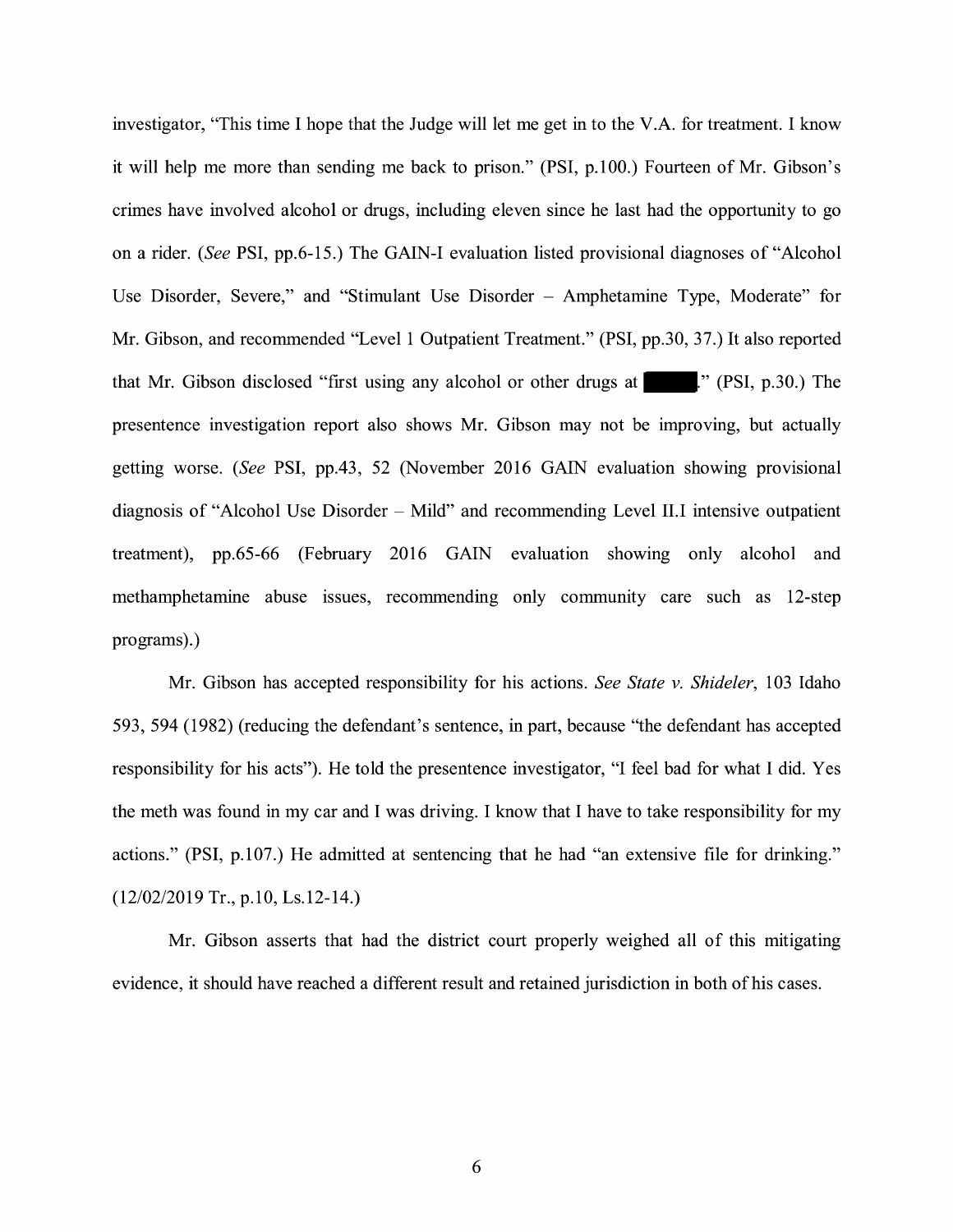investigator, "This time I hope that the Judge will let me get in to the V.A. for treatment. I know it will help me more than sending me back to prison." (PSI, p.100.) Fourteen of Mr. Gibson's crimes have involved alcohol or drugs, including eleven since he last had the opportunity to go on a rider. (*See* PSI, pp.6-15.) The GAIN-I evaluation listed provisional diagnoses of "Alcohol Use Disorder, Severe," and "Stimulant Use Disorder – Amphetamine Type, Moderate" for Mr. Gibson, and recommended "Level 1 Outpatient Treatment." (PSI, pp.30, 37.) It also reported that Mr. Gibson disclosed "first using any alcohol or other drugs at ███." (PSI, p.30.) The presentence investigation report also shows Mr. Gibson may not be improving, but actually getting worse. (*See* PSI, pp.43, 52 (November 2016 GAIN evaluation showing provisional diagnosis of "Alcohol Use Disorder – Mild" and recommending Level II.I intensive outpatient treatment), pp.65-66 (February 2016 GAIN evaluation showing only alcohol and methamphetamine abuse issues, recommending only community care such as 12-step programs).)

Mr. Gibson has accepted responsibility for his actions. *See State v. Shideler*, 103 Idaho 593, 594 (1982) (reducing the defendant's sentence, in part, because "the defendant has accepted responsibility for his acts"). He told the presentence investigator, "I feel bad for what I did. Yes the meth was found in my car and I was driving. I know that I have to take responsibility for my actions." (PSI, p.107.) He admitted at sentencing that he had "an extensive file for drinking." (12/02/2019 Tr., p.10, Ls.12-14.)

Mr. Gibson asserts that had the district court properly weighed all of this mitigating evidence, it should have reached a different result and retained jurisdiction in both of his cases.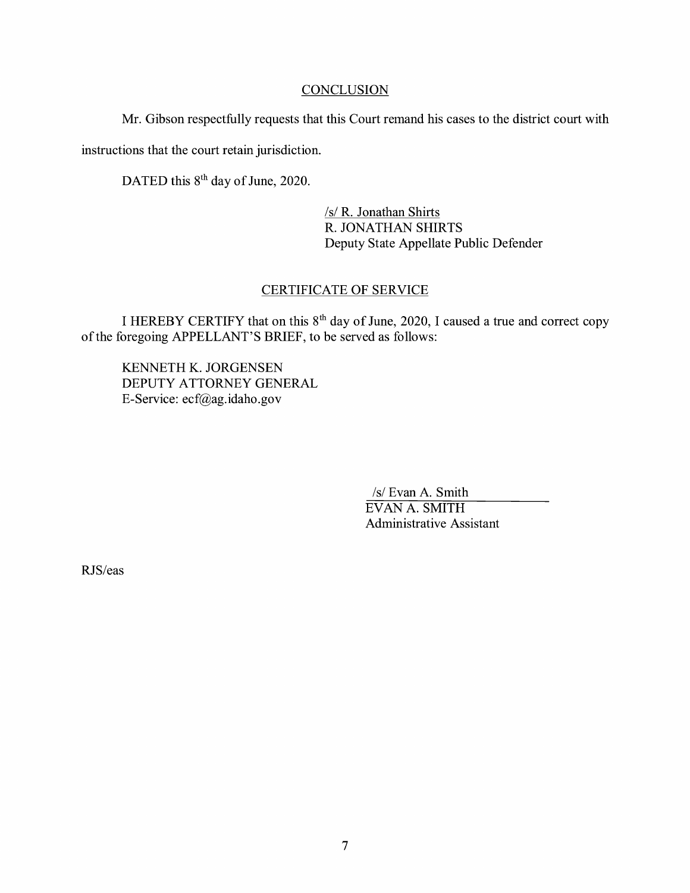## CONCLUSION

Mr. Gibson respectfully requests that this Court remand his cases to the district court with instructions that the court retain jurisdiction.

DATED this 8th day of June, 2020.

/s/ R. Jonathan Shirts
R. JONATHAN SHIRTS
Deputy State Appellate Public Defender

## CERTIFICATE OF SERVICE

I HEREBY CERTIFY that on this 8th day of June, 2020, I caused a true and correct copy of the foregoing APPELLANT'S BRIEF, to be served as follows:

KENNETH K. JORGENSEN
DEPUTY ATTORNEY GENERAL
E-Service: ecf@ag.idaho.gov

/s/ Evan A. Smith
EVAN A. SMITH
Administrative Assistant

RJS/eas